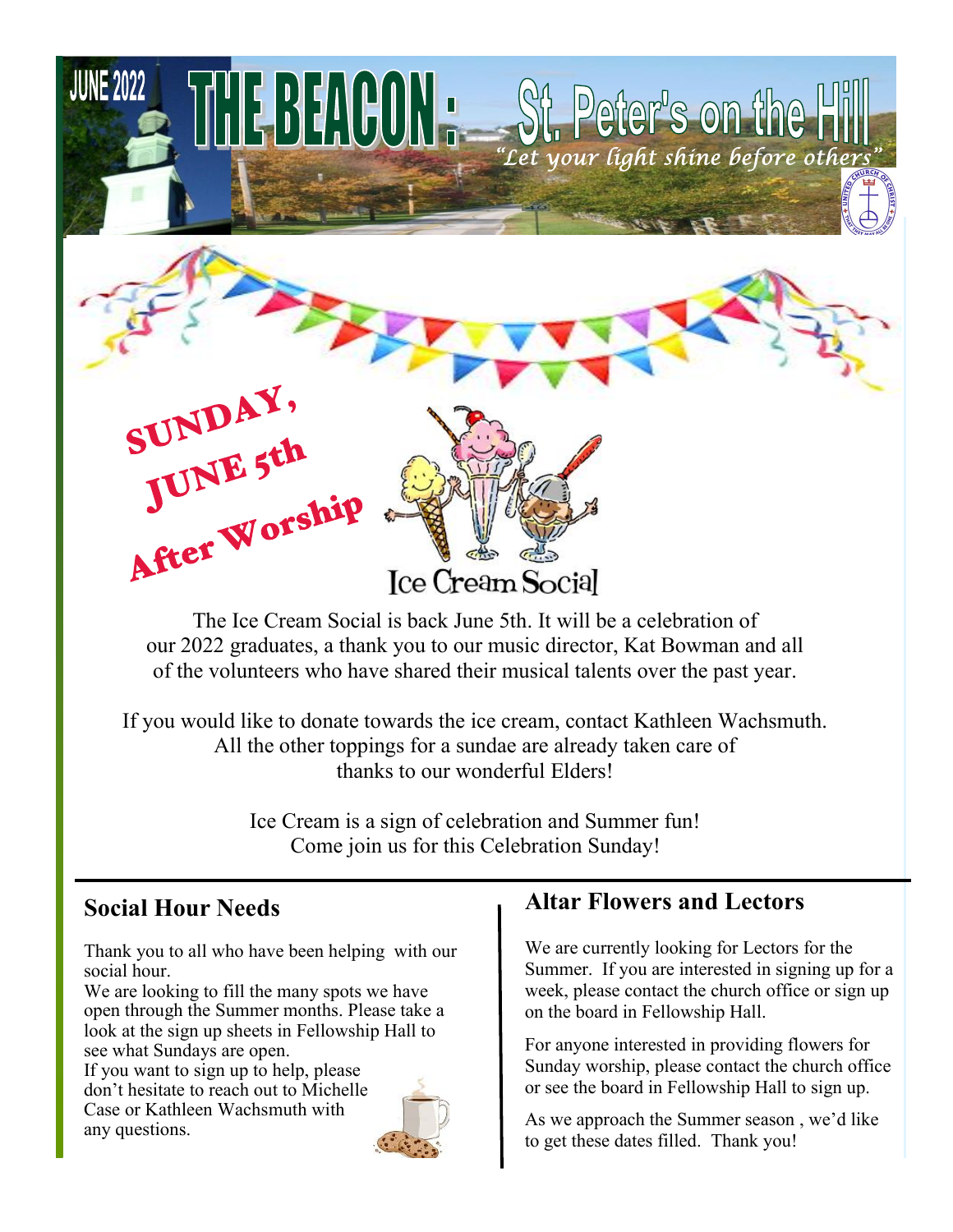JUNE 2022

# THE BEACON: St. Peter's on the Hill

*"Let your light shine before others"*

SUNDAY, JUNE 5th
After Worship

## Ice Cream Social

The Ice Cream Social is back June 5th. It will be a celebration of our 2022 graduates, a thank you to our music director, Kat Bowman and all of the volunteers who have shared their musical talents over the past year.

If you would like to donate towards the ice cream, contact Kathleen Wachsmuth. All the other toppings for a sundae are already taken care of thanks to our wonderful Elders!

Ice Cream is a sign of celebration and Summer fun! Come join us for this Celebration Sunday!

## Social Hour Needs

Thank you to all who have been helping with our social hour.

We are looking to fill the many spots we have open through the Summer months. Please take a look at the sign up sheets in Fellowship Hall to see what Sundays are open.

If you want to sign up to help, please don't hesitate to reach out to Michelle Case or Kathleen Wachsmuth with any questions.

## Altar Flowers and Lectors

We are currently looking for Lectors for the Summer. If you are interested in signing up for a week, please contact the church office or sign up on the board in Fellowship Hall.

For anyone interested in providing flowers for Sunday worship, please contact the church office or see the board in Fellowship Hall to sign up.

As we approach the Summer season , we'd like to get these dates filled. Thank you!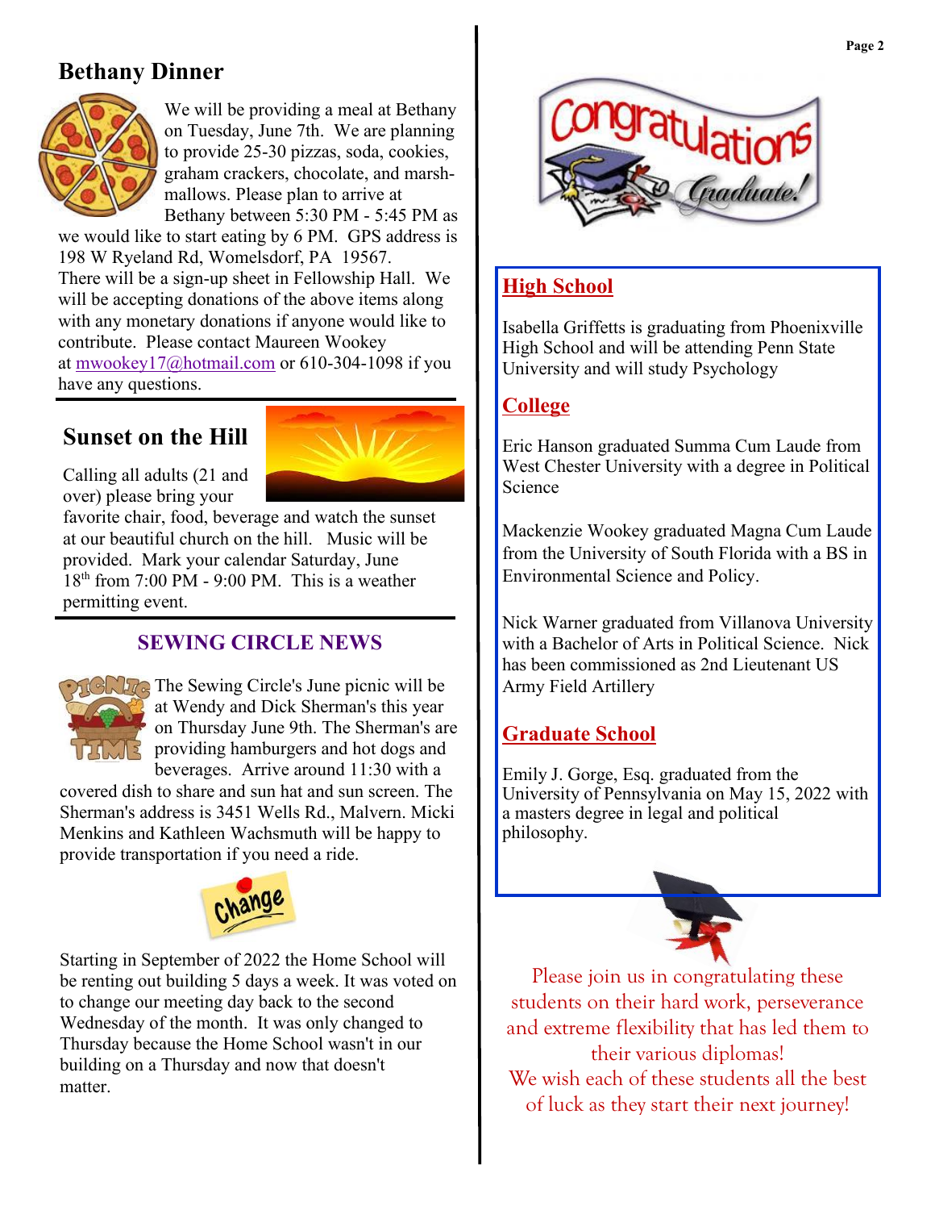## Bethany Dinner

We will be providing a meal at Bethany on Tuesday, June 7th. We are planning to provide 25-30 pizzas, soda, cookies, graham crackers, chocolate, and marshmallows. Please plan to arrive at Bethany between 5:30 PM - 5:45 PM as we would like to start eating by 6 PM. GPS address is 198 W Ryeland Rd, Womelsdorf, PA 19567.

There will be a sign-up sheet in Fellowship Hall. We will be accepting donations of the above items along with any monetary donations if anyone would like to contribute. Please contact Maureen Wookey at mwookey17@hotmail.com or 610-304-1098 if you have any questions.

## Sunset on the Hill

Calling all adults (21 and over) please bring your favorite chair, food, beverage and watch the sunset at our beautiful church on the hill. Music will be provided. Mark your calendar Saturday, June 18th from 7:00 PM - 9:00 PM. This is a weather permitting event.

## SEWING CIRCLE NEWS

The Sewing Circle's June picnic will be at Wendy and Dick Sherman's this year on Thursday June 9th. The Sherman's are providing hamburgers and hot dogs and beverages. Arrive around 11:30 with a covered dish to share and sun hat and sun screen. The Sherman's address is 3451 Wells Rd., Malvern. Micki Menkins and Kathleen Wachsmuth will be happy to provide transportation if you need a ride.

Starting in September of 2022 the Home School will be renting out building 5 days a week. It was voted on to change our meeting day back to the second Wednesday of the month. It was only changed to Thursday because the Home School wasn't in our building on a Thursday and now that doesn't matter.

## Congratulations Graduate!

### High School

Isabella Griffetts is graduating from Phoenixville High School and will be attending Penn State University and will study Psychology

### College

Eric Hanson graduated Summa Cum Laude from West Chester University with a degree in Political Science

Mackenzie Wookey graduated Magna Cum Laude from the University of South Florida with a BS in Environmental Science and Policy.

Nick Warner graduated from Villanova University with a Bachelor of Arts in Political Science. Nick has been commissioned as 2nd Lieutenant US Army Field Artillery

### Graduate School

Emily J. Gorge, Esq. graduated from the University of Pennsylvania on May 15, 2022 with a masters degree in legal and political philosophy.

Please join us in congratulating these students on their hard work, perseverance and extreme flexibility that has led them to their various diplomas!
We wish each of these students all the best of luck as they start their next journey!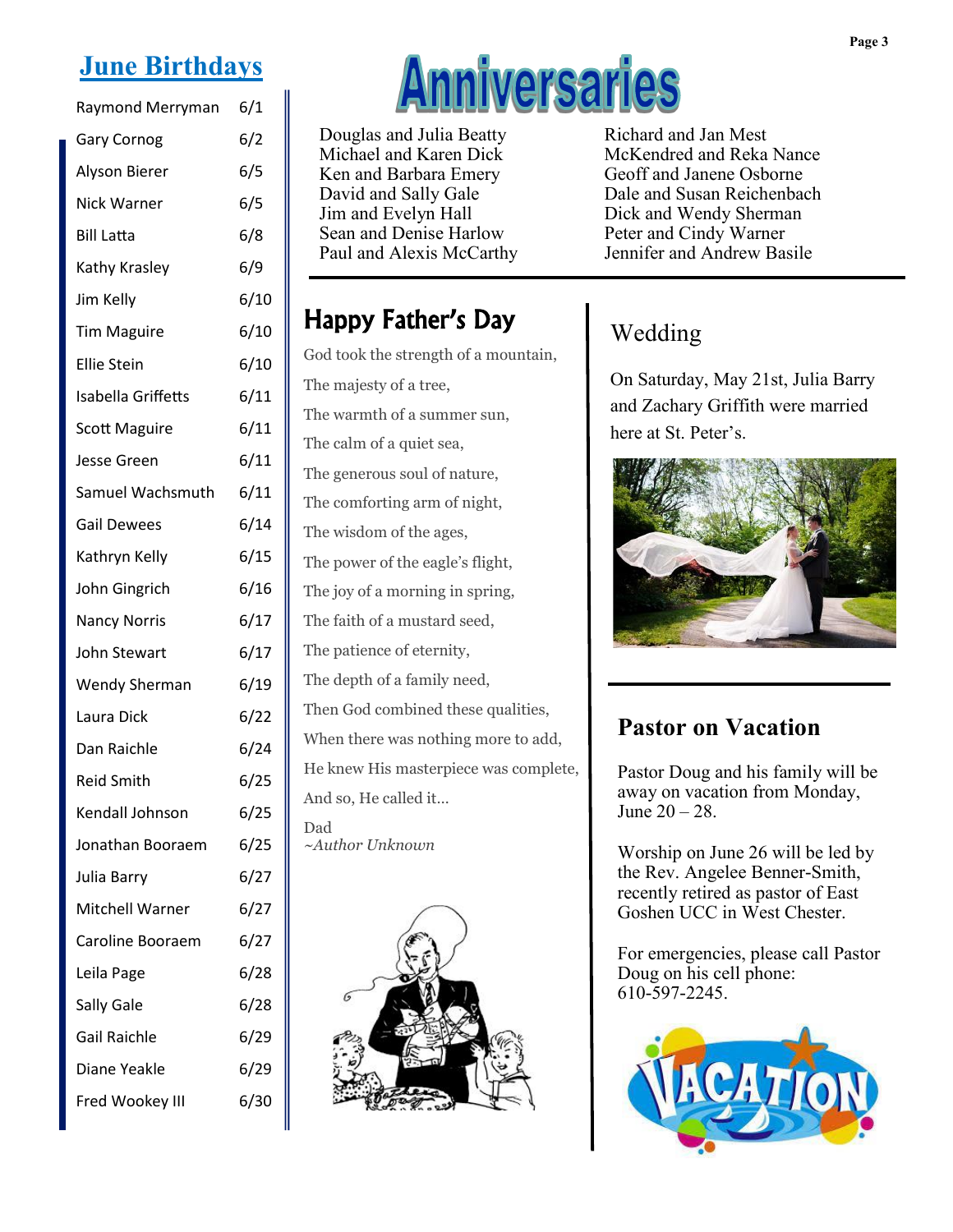## June Birthdays

| | |
|---|---|
| Raymond Merryman | 6/1 |
| Gary Cornog | 6/2 |
| Alyson Bierer | 6/5 |
| Nick Warner | 6/5 |
| Bill Latta | 6/8 |
| Kathy Krasley | 6/9 |
| Jim Kelly | 6/10 |
| Tim Maguire | 6/10 |
| Ellie Stein | 6/10 |
| Isabella Griffetts | 6/11 |
| Scott Maguire | 6/11 |
| Jesse Green | 6/11 |
| Samuel Wachsmuth | 6/11 |
| Gail Dewees | 6/14 |
| Kathryn Kelly | 6/15 |
| John Gingrich | 6/16 |
| Nancy Norris | 6/17 |
| John Stewart | 6/17 |
| Wendy Sherman | 6/19 |
| Laura Dick | 6/22 |
| Dan Raichle | 6/24 |
| Reid Smith | 6/25 |
| Kendall Johnson | 6/25 |
| Jonathan Booraem | 6/25 |
| Julia Barry | 6/27 |
| Mitchell Warner | 6/27 |
| Caroline Booraem | 6/27 |
| Leila Page | 6/28 |
| Sally Gale | 6/28 |
| Gail Raichle | 6/29 |
| Diane Yeakle | 6/29 |
| Fred Wookey III | 6/30 |

# Anniversaries

Douglas and Julia Beatty
Michael and Karen Dick
Ken and Barbara Emery
David and Sally Gale
Jim and Evelyn Hall
Sean and Denise Harlow
Paul and Alexis McCarthy
Richard and Jan Mest
McKendred and Reka Nance
Geoff and Janene Osborne
Dale and Susan Reichenbach
Dick and Wendy Sherman
Peter and Cindy Warner
Jennifer and Andrew Basile

## Happy Father's Day

God took the strength of a mountain,
The majesty of a tree,
The warmth of a summer sun,
The calm of a quiet sea,
The generous soul of nature,
The comforting arm of night,
The wisdom of the ages,
The power of the eagle's flight,
The joy of a morning in spring,
The faith of a mustard seed,
The patience of eternity,
The depth of a family need,
Then God combined these qualities,
When there was nothing more to add,
He knew His masterpiece was complete,
And so, He called it…
Dad
*~Author Unknown*

## Wedding

On Saturday, May 21st, Julia Barry and Zachary Griffith were married here at St. Peter's.

## Pastor on Vacation

Pastor Doug and his family will be away on vacation from Monday, June 20 – 28.

Worship on June 26 will be led by the Rev. Angelee Benner-Smith, recently retired as pastor of East Goshen UCC in West Chester.

For emergencies, please call Pastor Doug on his cell phone: 610-597-2245.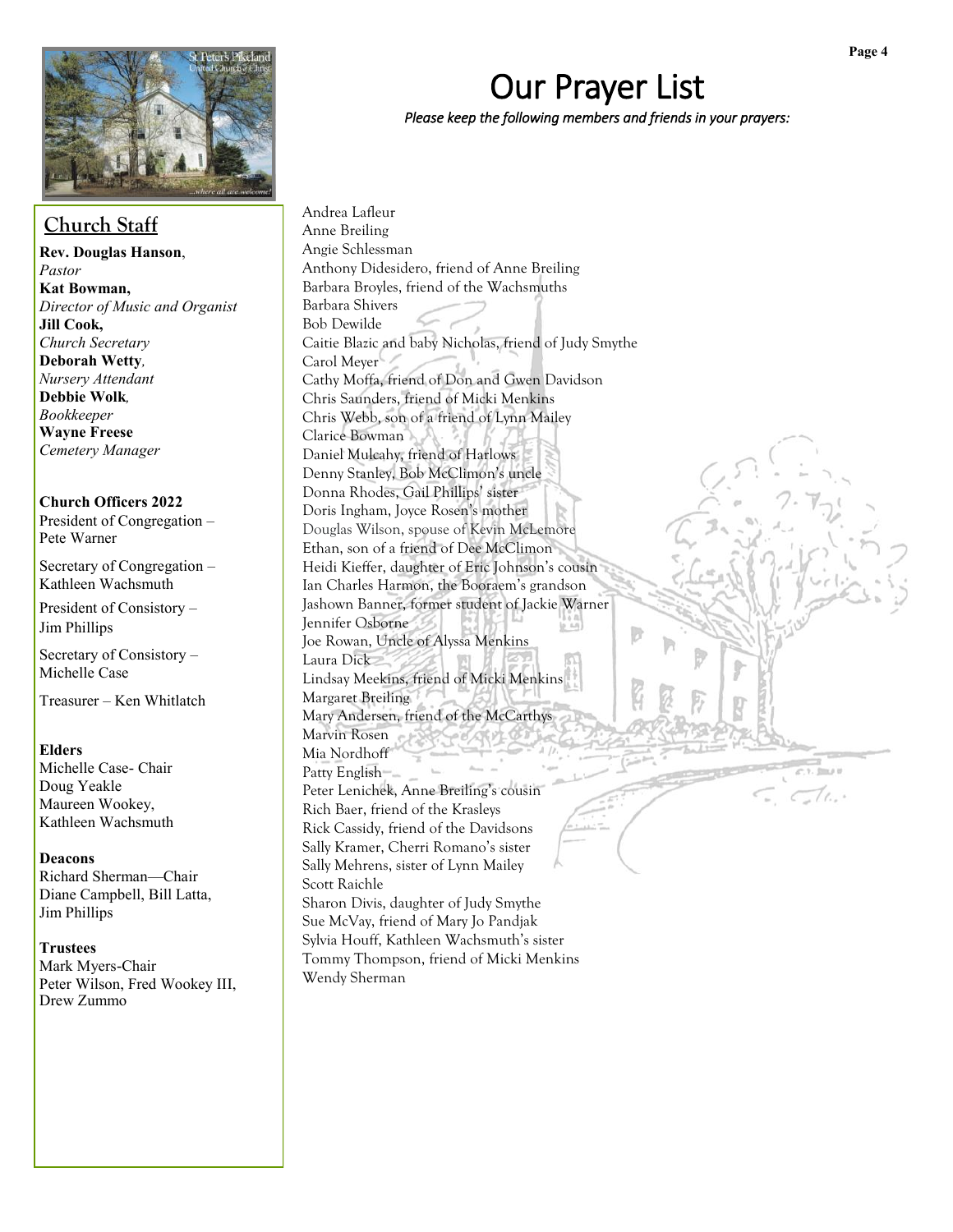# Our Prayer List

*Please keep the following members and friends in your prayers:*

## Church Staff

**Rev. Douglas Hanson**,
*Pastor*
**Kat Bowman,**
*Director of Music and Organist*
**Jill Cook,**
*Church Secretary*
**Deborah Wetty**,
*Nursery Attendant*
**Debbie Wolk**,
*Bookkeeper*
**Wayne Freese**
*Cemetery Manager*

**Church Officers 2022**
President of Congregation – Pete Warner

Secretary of Congregation – Kathleen Wachsmuth

President of Consistory – Jim Phillips

Secretary of Consistory – Michelle Case

Treasurer – Ken Whitlatch

**Elders**
Michelle Case- Chair
Doug Yeakle
Maureen Wookey,
Kathleen Wachsmuth

**Deacons**
Richard Sherman—Chair
Diane Campbell, Bill Latta,
Jim Phillips

**Trustees**
Mark Myers-Chair
Peter Wilson, Fred Wookey III,
Drew Zummo

Andrea Lafleur
Anne Breiling
Angie Schlessman
Anthony Didesidero, friend of Anne Breiling
Barbara Broyles, friend of the Wachsmuths
Barbara Shivers
Bob Dewilde
Caitie Blazic and baby Nicholas, friend of Judy Smythe
Carol Meyer
Cathy Moffa, friend of Don and Gwen Davidson
Chris Saunders, friend of Micki Menkins
Chris Webb, son of a friend of Lynn Mailey
Clarice Bowman
Daniel Mulcahy, friend of Harlows
Denny Stanley, Bob McClimon's uncle
Donna Rhodes, Gail Phillips' sister
Doris Ingham, Joyce Rosen's mother
Douglas Wilson, spouse of Kevin McLemore
Ethan, son of a friend of Dee McClimon
Heidi Kieffer, daughter of Eric Johnson's cousin
Ian Charles Harmon, the Booraem's grandson
Jashown Banner, former student of Jackie Warner
Jennifer Osborne
Joe Rowan, Uncle of Alyssa Menkins
Laura Dick
Lindsay Meekins, friend of Micki Menkins
Margaret Breiling
Mary Andersen, friend of the McCarthys
Marvin Rosen
Mia Nordhoff
Patty English
Peter Lenichek, Anne Breiling's cousin
Rich Baer, friend of the Krasleys
Rick Cassidy, friend of the Davidsons
Sally Kramer, Cherri Romano's sister
Sally Mehrens, sister of Lynn Mailey
Scott Raichle
Sharon Divis, daughter of Judy Smythe
Sue McVay, friend of Mary Jo Pandjak
Sylvia Houff, Kathleen Wachsmuth's sister
Tommy Thompson, friend of Micki Menkins
Wendy Sherman